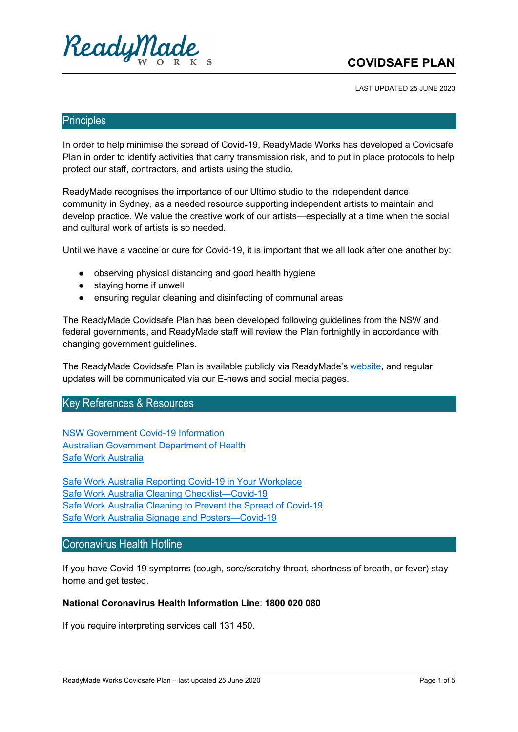ReadyMade WORKS

# COVIDSAFE PLAN

LAST UPDATED 25 JUNE 2020

## Principles

In order to help minimise the spread of Covid-19, ReadyMade Works has developed a Covidsafe Plan in order to identify activities that carry transmission risk, and to put in place protocols to help protect our staff, contractors, and artists using the studio.

ReadyMade recognises the importance of our Ultimo studio to the independent dance community in Sydney, as a needed resource supporting independent artists to maintain and develop practice. We value the creative work of our artists—especially at a time when the social and cultural work of artists is so needed.

Until we have a vaccine or cure for Covid-19, it is important that we all look after one another by:

- observing physical distancing and good health hygiene
- staying home if unwell
- ensuring regular cleaning and disinfecting of communal areas

The ReadyMade Covidsafe Plan has been developed following guidelines from the NSW and federal governments, and ReadyMade staff will review the Plan fortnightly in accordance with changing government guidelines.

The ReadyMade Covidsafe Plan is available publicly via ReadyMade's website, and regular updates will be communicated via our E-news and social media pages.

## Key References & Resources

NSW Government Covid-19 Information
Australian Government Department of Health
Safe Work Australia

Safe Work Australia Reporting Covid-19 in Your Workplace
Safe Work Australia Cleaning Checklist—Covid-19
Safe Work Australia Cleaning to Prevent the Spread of Covid-19
Safe Work Australia Signage and Posters—Covid-19

## Coronavirus Health Hotline

If you have Covid-19 symptoms (cough, sore/scratchy throat, shortness of breath, or fever) stay home and get tested.

**National Coronavirus Health Information Line**: **1800 020 080**

If you require interpreting services call 131 450.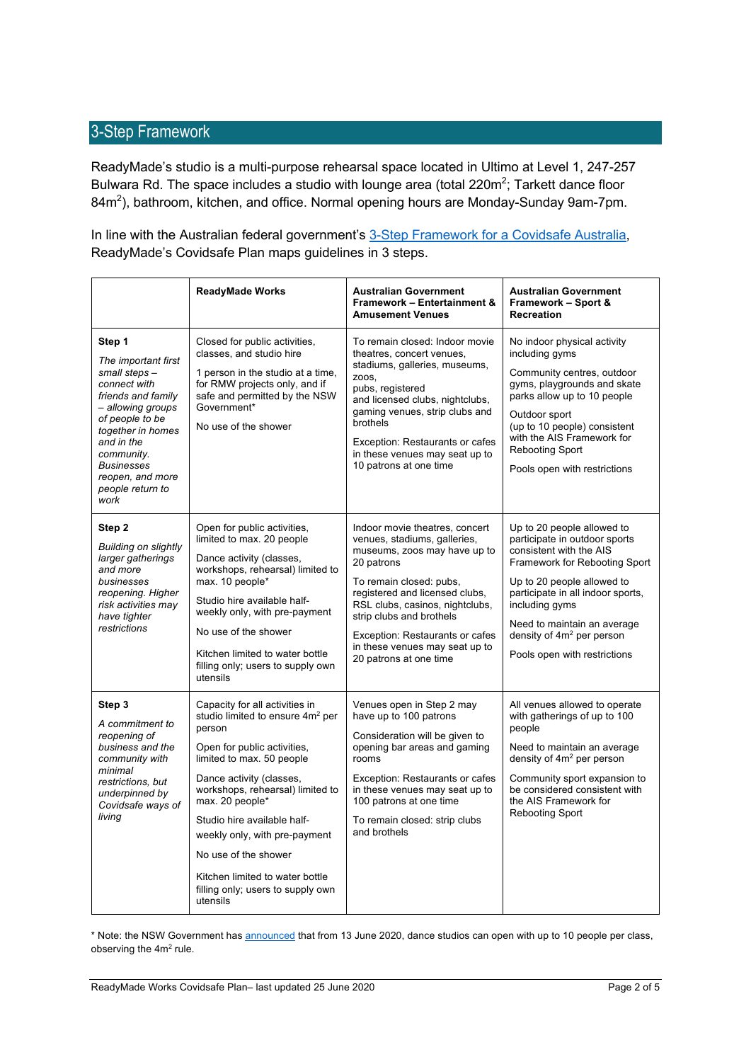## 3-Step Framework

ReadyMade's studio is a multi-purpose rehearsal space located in Ultimo at Level 1, 247-257 Bulwara Rd. The space includes a studio with lounge area (total 220m$^2$; Tarkett dance floor 84m$^2$), bathroom, kitchen, and office. Normal opening hours are Monday-Sunday 9am-7pm.

In line with the Australian federal government's [3-Step Framework for a Covidsafe Australia](), ReadyMade's Covidsafe Plan maps guidelines in 3 steps.

| | **ReadyMade Works** | **Australian Government Framework – Entertainment & Amusement Venues** | **Australian Government Framework – Sport & Recreation** |
|---|---|---|---|
| **Step 1**<br><br>*The important first small steps – connect with friends and family – allowing groups of people to be together in homes and in the community. Businesses reopen, and more people return to work* | Closed for public activities, classes, and studio hire<br><br>1 person in the studio at a time, for RMW projects only, and if safe and permitted by the NSW Government*<br><br>No use of the shower | To remain closed: Indoor movie theatres, concert venues, stadiums, galleries, museums, zoos, pubs, registered and licensed clubs, nightclubs, gaming venues, strip clubs and brothels<br><br>Exception: Restaurants or cafes in these venues may seat up to 10 patrons at one time | No indoor physical activity including gyms<br><br>Community centres, outdoor gyms, playgrounds and skate parks allow up to 10 people<br><br>Outdoor sport (up to 10 people) consistent with the AIS Framework for Rebooting Sport<br><br>Pools open with restrictions |
| **Step 2**<br><br>*Building on slightly larger gatherings and more businesses reopening. Higher risk activities may have tighter restrictions* | Open for public activities, limited to max. 20 people<br><br>Dance activity (classes, workshops, rehearsal) limited to max. 10 people*<br><br>Studio hire available half-weekly only, with pre-payment<br><br>No use of the shower<br><br>Kitchen limited to water bottle filling only; users to supply own utensils | Indoor movie theatres, concert venues, stadiums, galleries, museums, zoos may have up to 20 patrons<br><br>To remain closed: pubs, registered and licensed clubs, RSL clubs, casinos, nightclubs, strip clubs and brothels<br><br>Exception: Restaurants or cafes in these venues may seat up to 20 patrons at one time | Up to 20 people allowed to participate in outdoor sports consistent with the AIS Framework for Rebooting Sport<br><br>Up to 20 people allowed to participate in all indoor sports, including gyms<br><br>Need to maintain an average density of 4m$^2$ per person<br><br>Pools open with restrictions |
| **Step 3**<br><br>*A commitment to reopening of business and the community with minimal restrictions, but underpinned by Covidsafe ways of living* | Capacity for all activities in studio limited to ensure 4m$^2$ per person<br><br>Open for public activities, limited to max. 50 people<br><br>Dance activity (classes, workshops, rehearsal) limited to max. 20 people*<br><br>Studio hire available half-weekly only, with pre-payment<br><br>No use of the shower<br><br>Kitchen limited to water bottle filling only; users to supply own utensils | Venues open in Step 2 may have up to 100 patrons<br><br>Consideration will be given to opening bar areas and gaming rooms<br><br>Exception: Restaurants or cafes in these venues may seat up to 100 patrons at one time<br><br>To remain closed: strip clubs and brothels | All venues allowed to operate with gatherings of up to 100 people<br><br>Need to maintain an average density of 4m$^2$ per person<br><br>Community sport expansion to be considered consistent with the AIS Framework for Rebooting Sport |

* Note: the NSW Government has [announced]() that from 13 June 2020, dance studios can open with up to 10 people per class, observing the 4m$^2$ rule.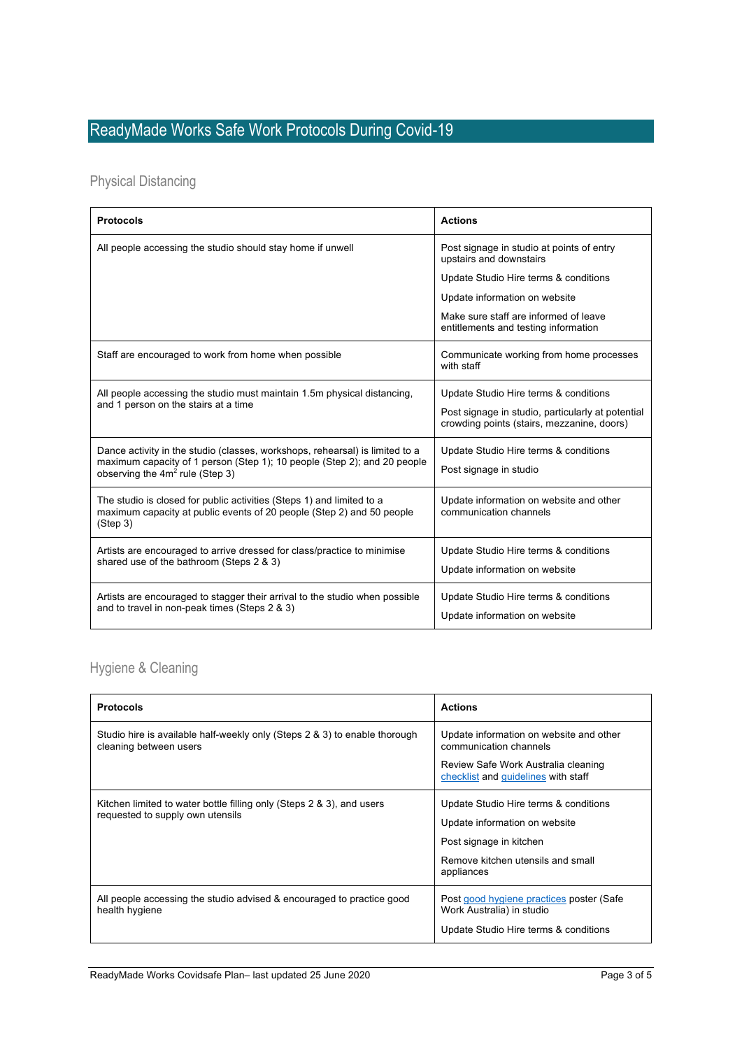# ReadyMade Works Safe Work Protocols During Covid-19

## Physical Distancing

| Protocols | Actions |
|---|---|
| All people accessing the studio should stay home if unwell | Post signage in studio at points of entry upstairs and downstairs<br><br>Update Studio Hire terms & conditions<br><br>Update information on website<br><br>Make sure staff are informed of leave entitlements and testing information |
| Staff are encouraged to work from home when possible | Communicate working from home processes with staff |
| All people accessing the studio must maintain 1.5m physical distancing, and 1 person on the stairs at a time | Update Studio Hire terms & conditions<br><br>Post signage in studio, particularly at potential crowding points (stairs, mezzanine, doors) |
| Dance activity in the studio (classes, workshops, rehearsal) is limited to a maximum capacity of 1 person (Step 1); 10 people (Step 2); and 20 people observing the $4m^2$ rule (Step 3) | Update Studio Hire terms & conditions<br><br>Post signage in studio |
| The studio is closed for public activities (Steps 1) and limited to a maximum capacity at public events of 20 people (Step 2) and 50 people (Step 3) | Update information on website and other communication channels |
| Artists are encouraged to arrive dressed for class/practice to minimise shared use of the bathroom (Steps 2 & 3) | Update Studio Hire terms & conditions<br><br>Update information on website |
| Artists are encouraged to stagger their arrival to the studio when possible and to travel in non-peak times (Steps 2 & 3) | Update Studio Hire terms & conditions<br><br>Update information on website |

## Hygiene & Cleaning

| Protocols | Actions |
|---|---|
| Studio hire is available half-weekly only (Steps 2 & 3) to enable thorough cleaning between users | Update information on website and other communication channels<br><br>Review Safe Work Australia cleaning checklist and guidelines with staff |
| Kitchen limited to water bottle filling only (Steps 2 & 3), and users requested to supply own utensils | Update Studio Hire terms & conditions<br><br>Update information on website<br><br>Post signage in kitchen<br><br>Remove kitchen utensils and small appliances |
| All people accessing the studio advised & encouraged to practice good health hygiene | Post good hygiene practices poster (Safe Work Australia) in studio<br><br>Update Studio Hire terms & conditions |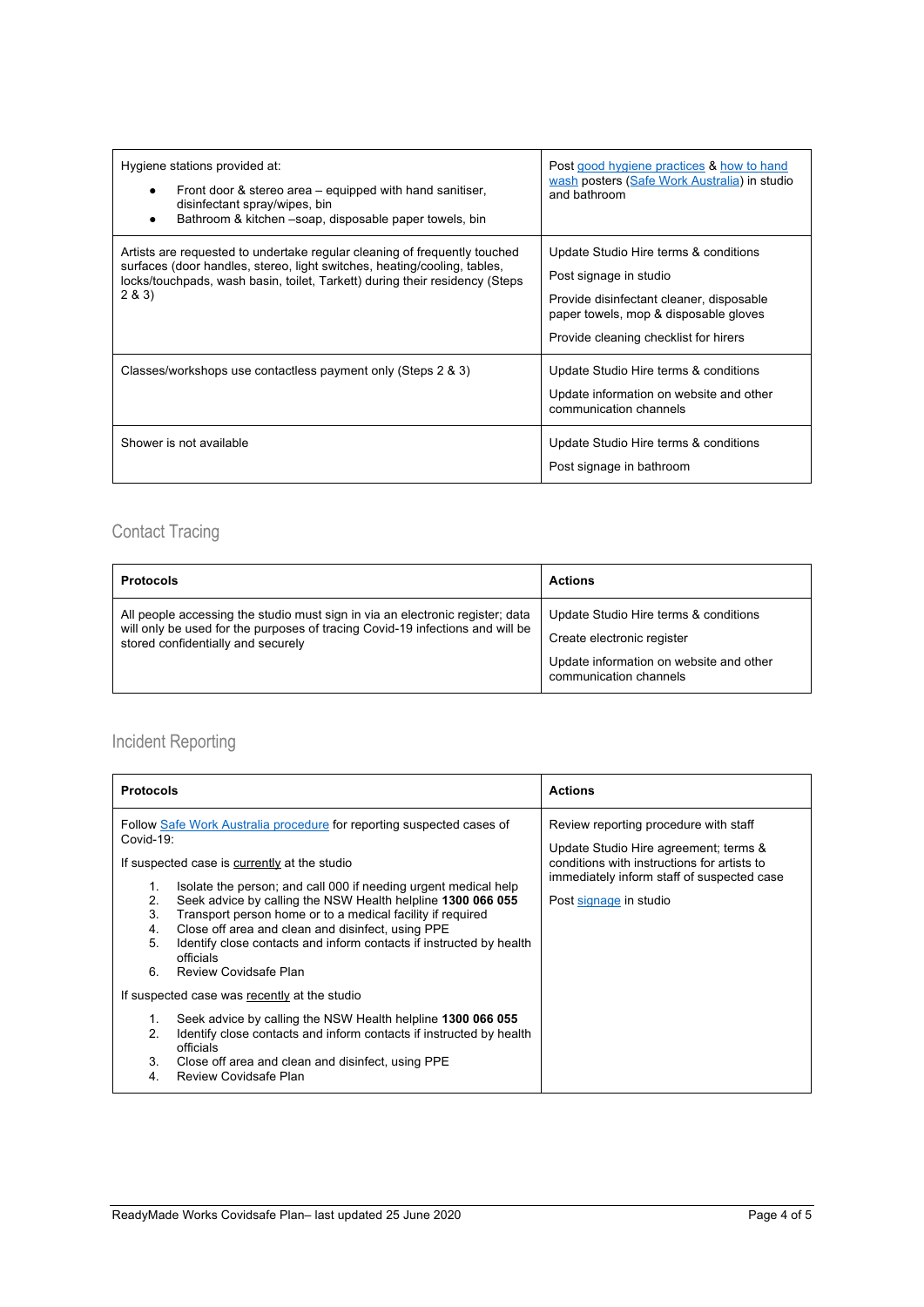| | |
|---|---|
| Hygiene stations provided at:<br>• Front door & stereo area – equipped with hand sanitiser, disinfectant spray/wipes, bin<br>• Bathroom & kitchen –soap, disposable paper towels, bin | Post good hygiene practices & how to hand wash posters (Safe Work Australia) in studio and bathroom |
| Artists are requested to undertake regular cleaning of frequently touched surfaces (door handles, stereo, light switches, heating/cooling, tables, locks/touchpads, wash basin, toilet, Tarkett) during their residency (Steps 2 & 3) | Update Studio Hire terms & conditions<br>Post signage in studio<br>Provide disinfectant cleaner, disposable paper towels, mop & disposable gloves<br>Provide cleaning checklist for hirers |
| Classes/workshops use contactless payment only (Steps 2 & 3) | Update Studio Hire terms & conditions<br>Update information on website and other communication channels |
| Shower is not available | Update Studio Hire terms & conditions<br>Post signage in bathroom |

## Contact Tracing

| **Protocols** | **Actions** |
|---|---|
| All people accessing the studio must sign in via an electronic register; data will only be used for the purposes of tracing Covid-19 infections and will be stored confidentially and securely | Update Studio Hire terms & conditions<br>Create electronic register<br>Update information on website and other communication channels |

## Incident Reporting

| **Protocols** | **Actions** |
|---|---|
| Follow Safe Work Australia procedure for reporting suspected cases of Covid-19:<br>If suspected case is currently at the studio<br>1. Isolate the person; and call 000 if needing urgent medical help<br>2. Seek advice by calling the NSW Health helpline **1300 066 055**<br>3. Transport person home or to a medical facility if required<br>4. Close off area and clean and disinfect, using PPE<br>5. Identify close contacts and inform contacts if instructed by health officials<br>6. Review Covidsafe Plan<br>If suspected case was recently at the studio<br>1. Seek advice by calling the NSW Health helpline **1300 066 055**<br>2. Identify close contacts and inform contacts if instructed by health officials<br>3. Close off area and clean and disinfect, using PPE<br>4. Review Covidsafe Plan | Review reporting procedure with staff<br>Update Studio Hire agreement; terms & conditions with instructions for artists to immediately inform staff of suspected case<br>Post signage in studio |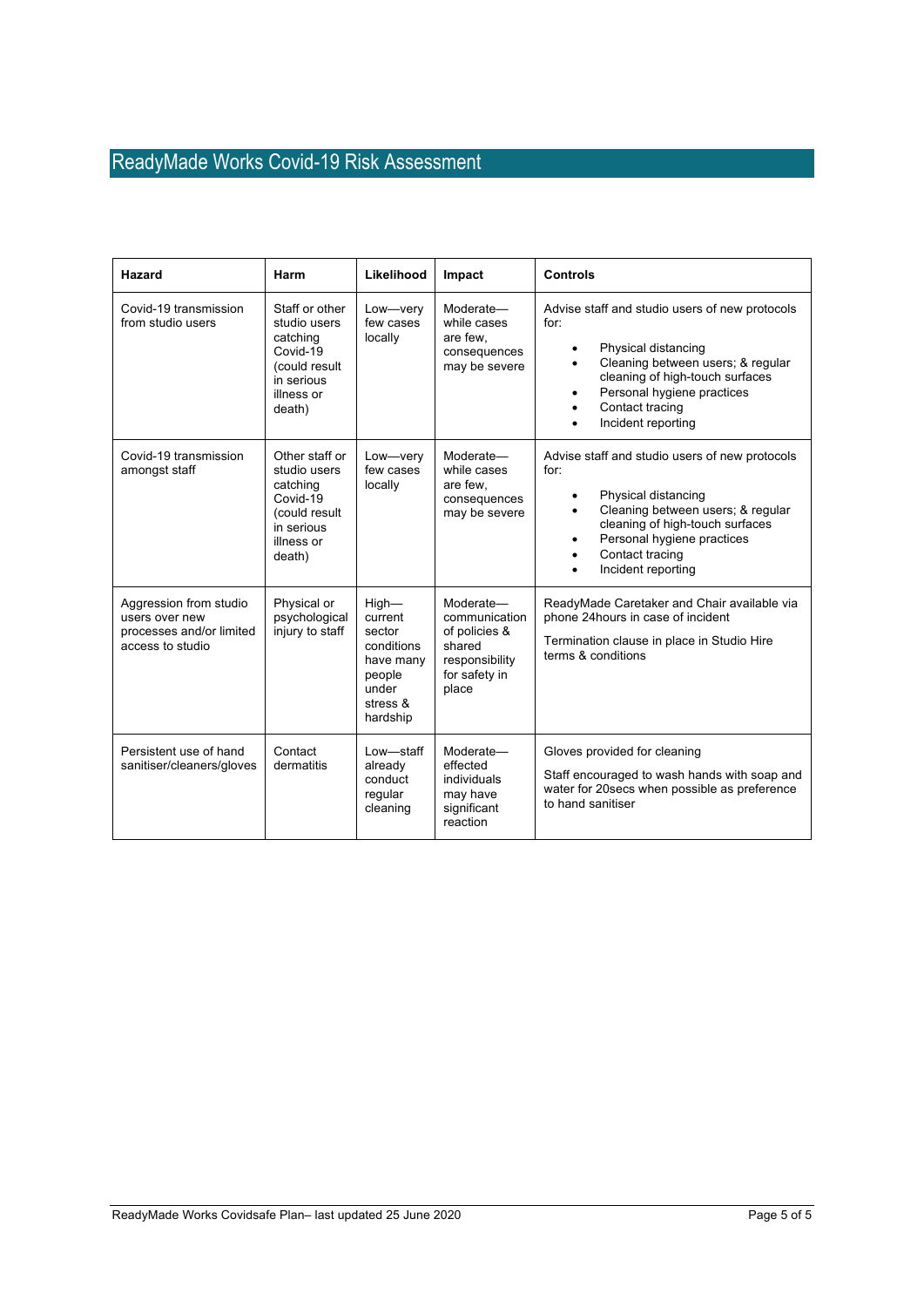# ReadyMade Works Covid-19 Risk Assessment

| Hazard | Harm | Likelihood | Impact | Controls |
|---|---|---|---|---|
| Covid-19 transmission from studio users | Staff or other studio users catching Covid-19 (could result in serious illness or death) | Low—very few cases locally | Moderate—while cases are few, consequences may be severe | Advise staff and studio users of new protocols for:<br>• Physical distancing<br>• Cleaning between users; & regular cleaning of high-touch surfaces<br>• Personal hygiene practices<br>• Contact tracing<br>• Incident reporting |
| Covid-19 transmission amongst staff | Other staff or studio users catching Covid-19 (could result in serious illness or death) | Low—very few cases locally | Moderate—while cases are few, consequences may be severe | Advise staff and studio users of new protocols for:<br>• Physical distancing<br>• Cleaning between users; & regular cleaning of high-touch surfaces<br>• Personal hygiene practices<br>• Contact tracing<br>• Incident reporting |
| Aggression from studio users over new processes and/or limited access to studio | Physical or psychological injury to staff | High—current sector conditions have many people under stress & hardship | Moderate—communication of policies & shared responsibility for safety in place | ReadyMade Caretaker and Chair available via phone 24hours in case of incident<br><br>Termination clause in place in Studio Hire terms & conditions |
| Persistent use of hand sanitiser/cleaners/gloves | Contact dermatitis | Low—staff already conduct regular cleaning | Moderate—effected individuals may have significant reaction | Gloves provided for cleaning<br><br>Staff encouraged to wash hands with soap and water for 20secs when possible as preference to hand sanitiser |

ReadyMade Works Covidsafe Plan– last updated 25 June 2020